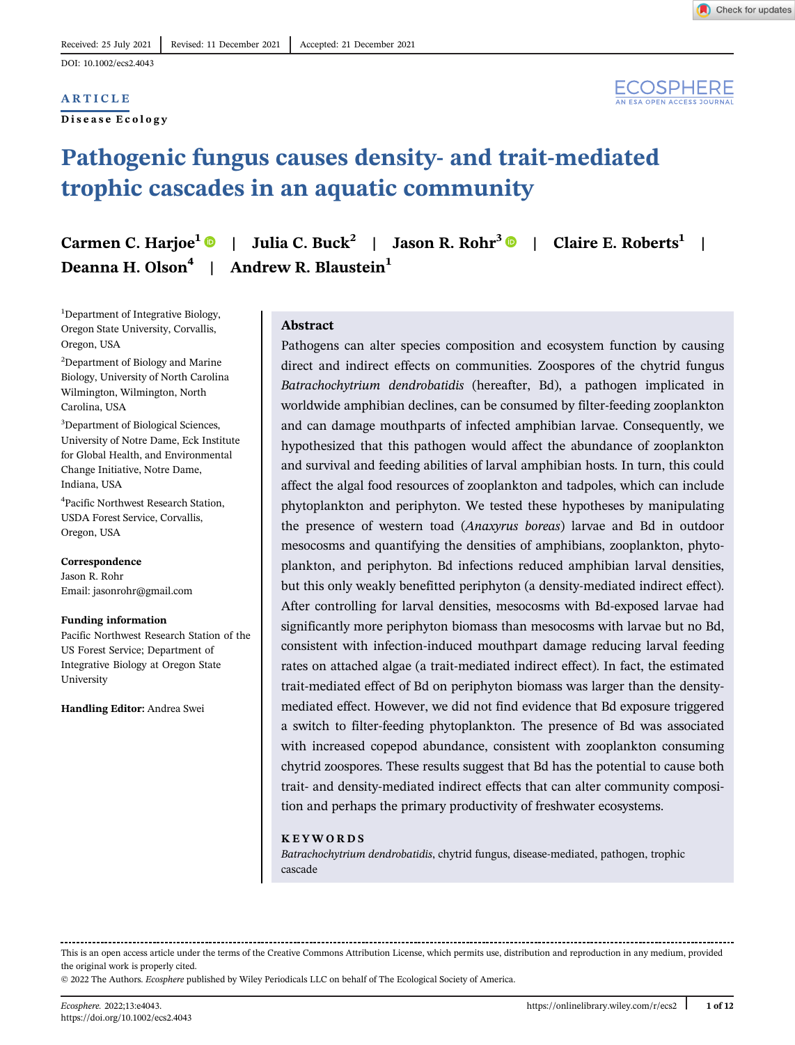Received: 25 July 2021 | Revised: 11 December 2021 | Accepted: 21 December 2021

DOI: 10.1002/ecs2.4043

**ARTICLE**

**Disease Ecology**

# Pathogenic fungus causes density- and trait-mediated trophic cascades in an aquatic community

**Carmen C. Harjoe**[1] | **Julia C. Buck**[2] | **Jason R. Rohr**[3] | **Claire E. Roberts**[1] | **Deanna H. Olson**[4] | **Andrew R. Blaustein**[1]

[1]Department of Integrative Biology, Oregon State University, Corvallis, Oregon, USA

[2]Department of Biology and Marine Biology, University of North Carolina Wilmington, Wilmington, North Carolina, USA

[3]Department of Biological Sciences, University of Notre Dame, Eck Institute for Global Health, and Environmental Change Initiative, Notre Dame, Indiana, USA

[4]Pacific Northwest Research Station, USDA Forest Service, Corvallis, Oregon, USA

**Correspondence**
Jason R. Rohr
Email: jasonrohr@gmail.com

**Funding information**
Pacific Northwest Research Station of the US Forest Service; Department of Integrative Biology at Oregon State University

**Handling Editor:** Andrea Swei

## Abstract

Pathogens can alter species composition and ecosystem function by causing direct and indirect effects on communities. Zoospores of the chytrid fungus *Batrachochytrium dendrobatidis* (hereafter, Bd), a pathogen implicated in worldwide amphibian declines, can be consumed by filter-feeding zooplankton and can damage mouthparts of infected amphibian larvae. Consequently, we hypothesized that this pathogen would affect the abundance of zooplankton and survival and feeding abilities of larval amphibian hosts. In turn, this could affect the algal food resources of zooplankton and tadpoles, which can include phytoplankton and periphyton. We tested these hypotheses by manipulating the presence of western toad (*Anaxyrus boreas*) larvae and Bd in outdoor mesocosms and quantifying the densities of amphibians, zooplankton, phytoplankton, and periphyton. Bd infections reduced amphibian larval densities, but this only weakly benefitted periphyton (a density-mediated indirect effect). After controlling for larval densities, mesocosms with Bd-exposed larvae had significantly more periphyton biomass than mesocosms with larvae but no Bd, consistent with infection-induced mouthpart damage reducing larval feeding rates on attached algae (a trait-mediated indirect effect). In fact, the estimated trait-mediated effect of Bd on periphyton biomass was larger than the density-mediated effect. However, we did not find evidence that Bd exposure triggered a switch to filter-feeding phytoplankton. The presence of Bd was associated with increased copepod abundance, consistent with zooplankton consuming chytrid zoospores. These results suggest that Bd has the potential to cause both trait- and density-mediated indirect effects that can alter community composition and perhaps the primary productivity of freshwater ecosystems.

**KEYWORDS**

*Batrachochytrium dendrobatidis*, chytrid fungus, disease-mediated, pathogen, trophic cascade

This is an open access article under the terms of the Creative Commons Attribution License, which permits use, distribution and reproduction in any medium, provided the original work is properly cited.

© 2022 The Authors. *Ecosphere* published by Wiley Periodicals LLC on behalf of The Ecological Society of America.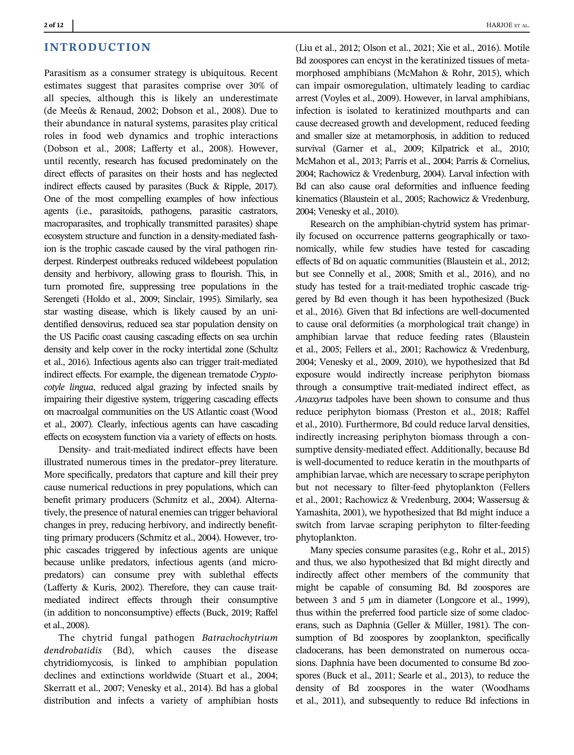## INTRODUCTION

Parasitism as a consumer strategy is ubiquitous. Recent estimates suggest that parasites comprise over 30% of all species, although this is likely an underestimate (de Meeûs & Renaud, 2002; Dobson et al., 2008). Due to their abundance in natural systems, parasites play critical roles in food web dynamics and trophic interactions (Dobson et al., 2008; Lafferty et al., 2008). However, until recently, research has focused predominately on the direct effects of parasites on their hosts and has neglected indirect effects caused by parasites (Buck & Ripple, 2017). One of the most compelling examples of how infectious agents (i.e., parasitoids, pathogens, parasitic castrators, macroparasites, and trophically transmitted parasites) shape ecosystem structure and function in a density-mediated fashion is the trophic cascade caused by the viral pathogen rinderpest. Rinderpest outbreaks reduced wildebeest population density and herbivory, allowing grass to flourish. This, in turn promoted fire, suppressing tree populations in the Serengeti (Holdo et al., 2009; Sinclair, 1995). Similarly, sea star wasting disease, which is likely caused by an unidentified densovirus, reduced sea star population density on the US Pacific coast causing cascading effects on sea urchin density and kelp cover in the rocky intertidal zone (Schultz et al., 2016). Infectious agents also can trigger trait-mediated indirect effects. For example, the digenean trematode *Cryptocotyle lingua*, reduced algal grazing by infected snails by impairing their digestive system, triggering cascading effects on macroalgal communities on the US Atlantic coast (Wood et al., 2007). Clearly, infectious agents can have cascading effects on ecosystem function via a variety of effects on hosts.

Density- and trait-mediated indirect effects have been illustrated numerous times in the predator–prey literature. More specifically, predators that capture and kill their prey cause numerical reductions in prey populations, which can benefit primary producers (Schmitz et al., 2004). Alternatively, the presence of natural enemies can trigger behavioral changes in prey, reducing herbivory, and indirectly benefitting primary producers (Schmitz et al., 2004). However, trophic cascades triggered by infectious agents are unique because unlike predators, infectious agents (and micropredators) can consume prey with sublethal effects (Lafferty & Kuris, 2002). Therefore, they can cause trait-mediated indirect effects through their consumptive (in addition to nonconsumptive) effects (Buck, 2019; Raffel et al., 2008).

The chytrid fungal pathogen *Batrachochytrium dendrobatidis* (Bd), which causes the disease chytridiomycosis, is linked to amphibian population declines and extinctions worldwide (Stuart et al., 2004; Skerratt et al., 2007; Venesky et al., 2014). Bd has a global distribution and infects a variety of amphibian hosts (Liu et al., 2012; Olson et al., 2021; Xie et al., 2016). Motile Bd zoospores can encyst in the keratinized tissues of metamorphosed amphibians (McMahon & Rohr, 2015), which can impair osmoregulation, ultimately leading to cardiac arrest (Voyles et al., 2009). However, in larval amphibians, infection is isolated to keratinized mouthparts and can cause decreased growth and development, reduced feeding and smaller size at metamorphosis, in addition to reduced survival (Garner et al., 2009; Kilpatrick et al., 2010; McMahon et al., 2013; Parris et al., 2004; Parris & Cornelius, 2004; Rachowicz & Vredenburg, 2004). Larval infection with Bd can also cause oral deformities and influence feeding kinematics (Blaustein et al., 2005; Rachowicz & Vredenburg, 2004; Venesky et al., 2010).

Research on the amphibian-chytrid system has primarily focused on occurrence patterns geographically or taxonomically, while few studies have tested for cascading effects of Bd on aquatic communities (Blaustein et al., 2012; but see Connelly et al., 2008; Smith et al., 2016), and no study has tested for a trait-mediated trophic cascade triggered by Bd even though it has been hypothesized (Buck et al., 2016). Given that Bd infections are well-documented to cause oral deformities (a morphological trait change) in amphibian larvae that reduce feeding rates (Blaustein et al., 2005; Fellers et al., 2001; Rachowicz & Vredenburg, 2004; Venesky et al., 2009, 2010), we hypothesized that Bd exposure would indirectly increase periphyton biomass through a consumptive trait-mediated indirect effect, as *Anaxyrus* tadpoles have been shown to consume and thus reduce periphyton biomass (Preston et al., 2018; Raffel et al., 2010). Furthermore, Bd could reduce larval densities, indirectly increasing periphyton biomass through a consumptive density-mediated effect. Additionally, because Bd is well-documented to reduce keratin in the mouthparts of amphibian larvae, which are necessary to scrape periphyton but not necessary to filter-feed phytoplankton (Fellers et al., 2001; Rachowicz & Vredenburg, 2004; Wassersug & Yamashita, 2001), we hypothesized that Bd might induce a switch from larvae scraping periphyton to filter-feeding phytoplankton.

Many species consume parasites (e.g., Rohr et al., 2015) and thus, we also hypothesized that Bd might directly and indirectly affect other members of the community that might be capable of consuming Bd. Bd zoospores are between 3 and 5 μm in diameter (Longcore et al., 1999), thus within the preferred food particle size of some cladocerans, such as Daphnia (Geller & Müller, 1981). The consumption of Bd zoospores by zooplankton, specifically cladocerans, has been demonstrated on numerous occasions. Daphnia have been documented to consume Bd zoospores (Buck et al., 2011; Searle et al., 2013), to reduce the density of Bd zoospores in the water (Woodhams et al., 2011), and subsequently to reduce Bd infections in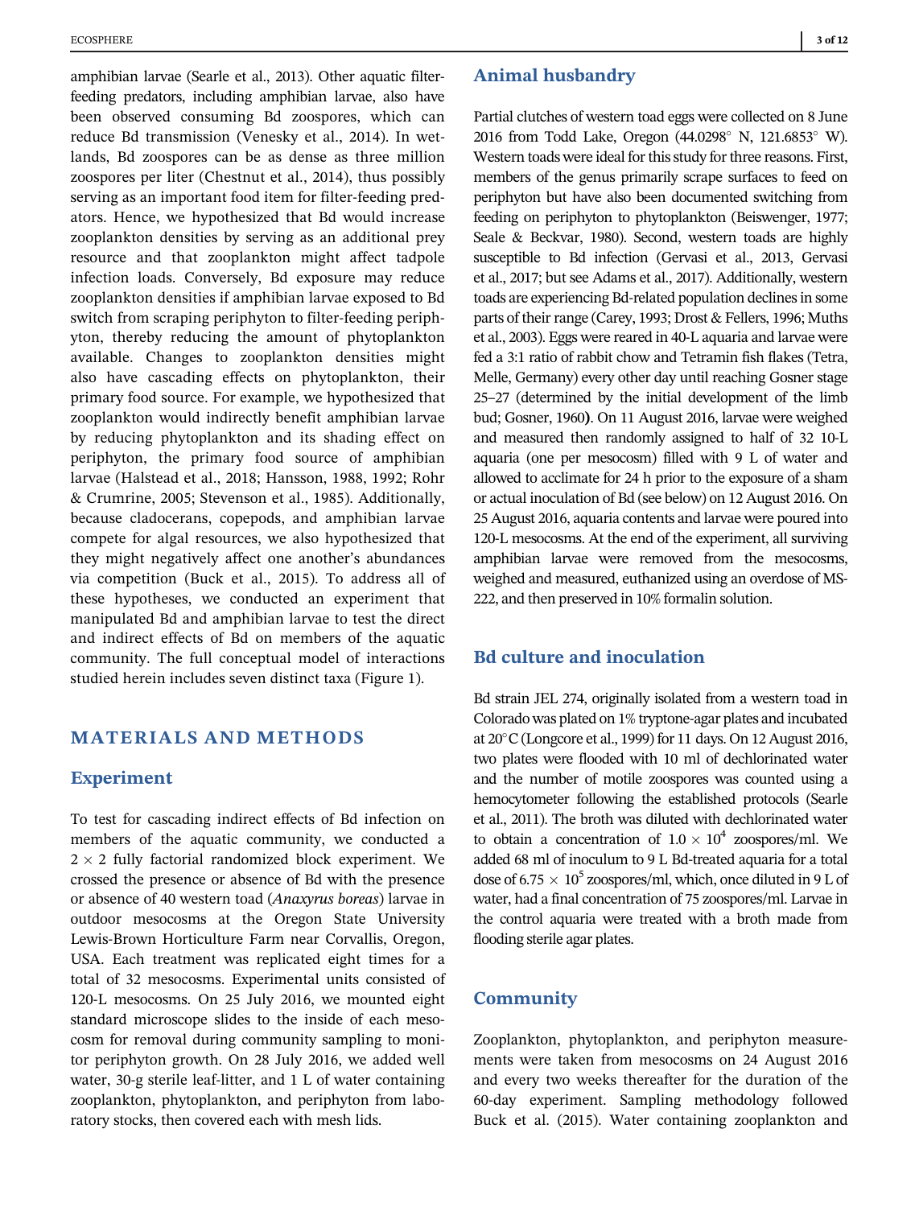amphibian larvae (Searle et al., 2013). Other aquatic filter-feeding predators, including amphibian larvae, also have been observed consuming Bd zoospores, which can reduce Bd transmission (Venesky et al., 2014). In wetlands, Bd zoospores can be as dense as three million zoospores per liter (Chestnut et al., 2014), thus possibly serving as an important food item for filter-feeding predators. Hence, we hypothesized that Bd would increase zooplankton densities by serving as an additional prey resource and that zooplankton might affect tadpole infection loads. Conversely, Bd exposure may reduce zooplankton densities if amphibian larvae exposed to Bd switch from scraping periphyton to filter-feeding periphyton, thereby reducing the amount of phytoplankton available. Changes to zooplankton densities might also have cascading effects on phytoplankton, their primary food source. For example, we hypothesized that zooplankton would indirectly benefit amphibian larvae by reducing phytoplankton and its shading effect on periphyton, the primary food source of amphibian larvae (Halstead et al., 2018; Hansson, 1988, 1992; Rohr & Crumrine, 2005; Stevenson et al., 1985). Additionally, because cladocerans, copepods, and amphibian larvae compete for algal resources, we also hypothesized that they might negatively affect one another's abundances via competition (Buck et al., 2015). To address all of these hypotheses, we conducted an experiment that manipulated Bd and amphibian larvae to test the direct and indirect effects of Bd on members of the aquatic community. The full conceptual model of interactions studied herein includes seven distinct taxa (Figure 1).

# MATERIALS AND METHODS

## Experiment

To test for cascading indirect effects of Bd infection on members of the aquatic community, we conducted a $2 \times 2$ fully factorial randomized block experiment. We crossed the presence or absence of Bd with the presence or absence of 40 western toad (*Anaxyrus boreas*) larvae in outdoor mesocosms at the Oregon State University Lewis-Brown Horticulture Farm near Corvallis, Oregon, USA. Each treatment was replicated eight times for a total of 32 mesocosms. Experimental units consisted of 120-L mesocosms. On 25 July 2016, we mounted eight standard microscope slides to the inside of each mesocosm for removal during community sampling to monitor periphyton growth. On 28 July 2016, we added well water, 30-g sterile leaf-litter, and 1 L of water containing zooplankton, phytoplankton, and periphyton from laboratory stocks, then covered each with mesh lids.

## Animal husbandry

Partial clutches of western toad eggs were collected on 8 June 2016 from Todd Lake, Oregon (44.0298° N, 121.6853° W). Western toads were ideal for this study for three reasons. First, members of the genus primarily scrape surfaces to feed on periphyton but have also been documented switching from feeding on periphyton to phytoplankton (Beiswenger, 1977; Seale & Beckvar, 1980). Second, western toads are highly susceptible to Bd infection (Gervasi et al., 2013, Gervasi et al., 2017; but see Adams et al., 2017). Additionally, western toads are experiencing Bd-related population declines in some parts of their range (Carey, 1993; Drost & Fellers, 1996; Muths et al., 2003). Eggs were reared in 40-L aquaria and larvae were fed a 3:1 ratio of rabbit chow and Tetramin fish flakes (Tetra, Melle, Germany) every other day until reaching Gosner stage 25–27 (determined by the initial development of the limb bud; Gosner, 1960**)**. On 11 August 2016, larvae were weighed and measured then randomly assigned to half of 32 10-L aquaria (one per mesocosm) filled with 9 L of water and allowed to acclimate for 24 h prior to the exposure of a sham or actual inoculation of Bd (see below) on 12 August 2016. On 25 August 2016, aquaria contents and larvae were poured into 120-L mesocosms. At the end of the experiment, all surviving amphibian larvae were removed from the mesocosms, weighed and measured, euthanized using an overdose of MS-222, and then preserved in 10% formalin solution.

## Bd culture and inoculation

Bd strain JEL 274, originally isolated from a western toad in Colorado was plated on 1% tryptone-agar plates and incubated at 20°C (Longcore et al., 1999) for 11 days. On 12 August 2016, two plates were flooded with 10 ml of dechlorinated water and the number of motile zoospores was counted using a hemocytometer following the established protocols (Searle et al., 2011). The broth was diluted with dechlorinated water to obtain a concentration of $1.0 \times 10^4$ zoospores/ml. We added 68 ml of inoculum to 9 L Bd-treated aquaria for a total dose of $6.75 \times 10^5$ zoospores/ml, which, once diluted in 9 L of water, had a final concentration of 75 zoospores/ml. Larvae in the control aquaria were treated with a broth made from flooding sterile agar plates.

## Community

Zooplankton, phytoplankton, and periphyton measurements were taken from mesocosms on 24 August 2016 and every two weeks thereafter for the duration of the 60-day experiment. Sampling methodology followed Buck et al. (2015). Water containing zooplankton and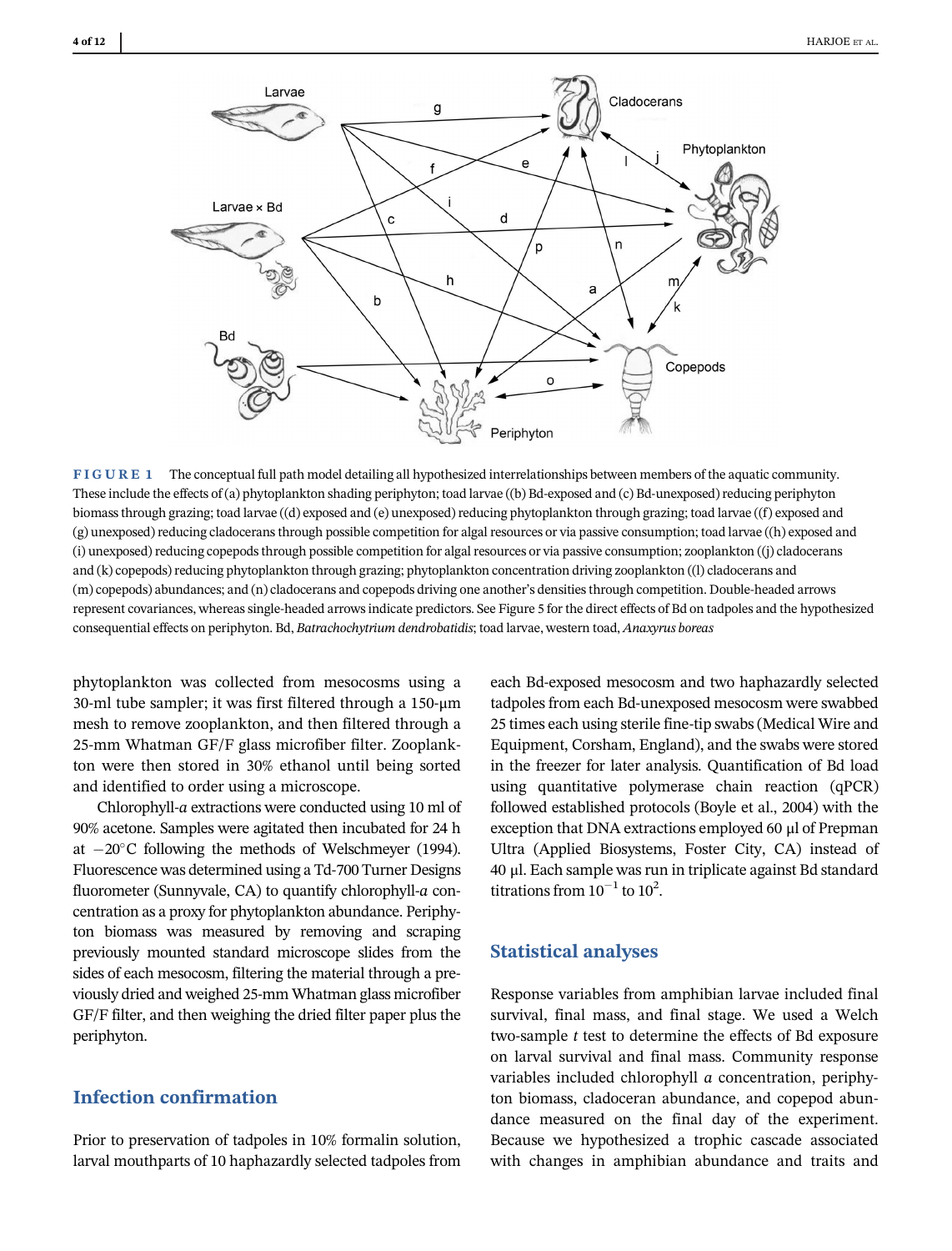**FIGURE 1** The conceptual full path model detailing all hypothesized interrelationships between members of the aquatic community. These include the effects of (a) phytoplankton shading periphyton; toad larvae ((b) Bd-exposed and (c) Bd-unexposed) reducing periphyton biomass through grazing; toad larvae ((d) exposed and (e) unexposed) reducing phytoplankton through grazing; toad larvae ((f) exposed and (g) unexposed) reducing cladocerans through possible competition for algal resources or via passive consumption; toad larvae ((h) exposed and (i) unexposed) reducing copepods through possible competition for algal resources or via passive consumption; zooplankton ((j) cladocerans and (k) copepods) reducing phytoplankton through grazing; phytoplankton concentration driving zooplankton ((l) cladocerans and (m) copepods) abundances; and (n) cladocerans and copepods driving one another's densities through competition. Double-headed arrows represent covariances, whereas single-headed arrows indicate predictors. See Figure 5 for the direct effects of Bd on tadpoles and the hypothesized consequential effects on periphyton. Bd, *Batrachochytrium dendrobatidis*; toad larvae, western toad, *Anaxyrus boreas*

phytoplankton was collected from mesocosms using a 30-ml tube sampler; it was first filtered through a 150-μm mesh to remove zooplankton, and then filtered through a 25-mm Whatman GF/F glass microfiber filter. Zooplankton were then stored in 30% ethanol until being sorted and identified to order using a microscope.

Chlorophyll-*a* extractions were conducted using 10 ml of 90% acetone. Samples were agitated then incubated for 24 h at −20°C following the methods of Welschmeyer (1994). Fluorescence was determined using a Td-700 Turner Designs fluorometer (Sunnyvale, CA) to quantify chlorophyll-*a* concentration as a proxy for phytoplankton abundance. Periphyton biomass was measured by removing and scraping previously mounted standard microscope slides from the sides of each mesocosm, filtering the material through a previously dried and weighed 25-mm Whatman glass microfiber GF/F filter, and then weighing the dried filter paper plus the periphyton.

## Infection confirmation

Prior to preservation of tadpoles in 10% formalin solution, larval mouthparts of 10 haphazardly selected tadpoles from each Bd-exposed mesocosm and two haphazardly selected tadpoles from each Bd-unexposed mesocosm were swabbed 25 times each using sterile fine-tip swabs (Medical Wire and Equipment, Corsham, England), and the swabs were stored in the freezer for later analysis. Quantification of Bd load using quantitative polymerase chain reaction (qPCR) followed established protocols (Boyle et al., 2004) with the exception that DNA extractions employed 60 μl of Prepman Ultra (Applied Biosystems, Foster City, CA) instead of 40 μl. Each sample was run in triplicate against Bd standard titrations from $10^{-1}$ to $10^{2}$.

## Statistical analyses

Response variables from amphibian larvae included final survival, final mass, and final stage. We used a Welch two-sample *t* test to determine the effects of Bd exposure on larval survival and final mass. Community response variables included chlorophyll *a* concentration, periphyton biomass, cladoceran abundance, and copepod abundance measured on the final day of the experiment. Because we hypothesized a trophic cascade associated with changes in amphibian abundance and traits and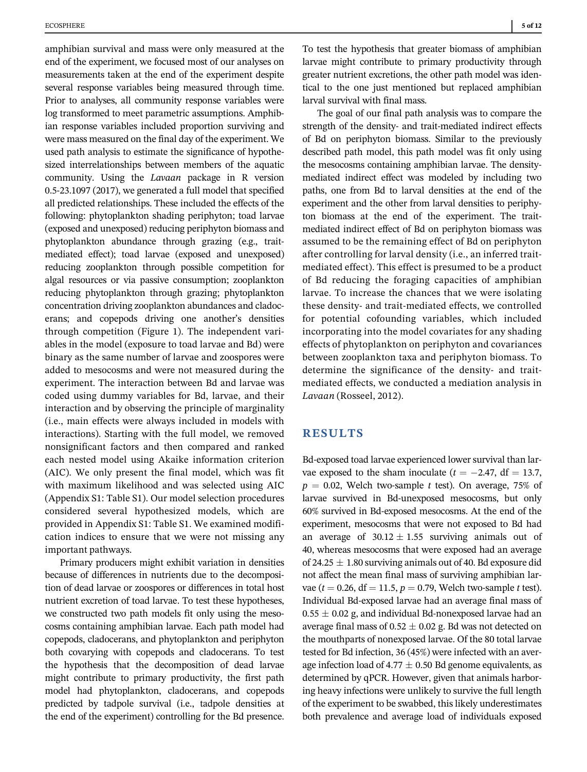amphibian survival and mass were only measured at the end of the experiment, we focused most of our analyses on measurements taken at the end of the experiment despite several response variables being measured through time. Prior to analyses, all community response variables were log transformed to meet parametric assumptions. Amphibian response variables included proportion surviving and were mass measured on the final day of the experiment. We used path analysis to estimate the significance of hypothesized interrelationships between members of the aquatic community. Using the *Lavaan* package in R version 0.5-23.1097 (2017), we generated a full model that specified all predicted relationships. These included the effects of the following: phytoplankton shading periphyton; toad larvae (exposed and unexposed) reducing periphyton biomass and phytoplankton abundance through grazing (e.g., trait-mediated effect); toad larvae (exposed and unexposed) reducing zooplankton through possible competition for algal resources or via passive consumption; zooplankton reducing phytoplankton through grazing; phytoplankton concentration driving zooplankton abundances and cladocerans; and copepods driving one another's densities through competition (Figure 1). The independent variables in the model (exposure to toad larvae and Bd) were binary as the same number of larvae and zoospores were added to mesocosms and were not measured during the experiment. The interaction between Bd and larvae was coded using dummy variables for Bd, larvae, and their interaction and by observing the principle of marginality (i.e., main effects were always included in models with interactions). Starting with the full model, we removed nonsignificant factors and then compared and ranked each nested model using Akaike information criterion (AIC). We only present the final model, which was fit with maximum likelihood and was selected using AIC (Appendix S1: Table S1). Our model selection procedures considered several hypothesized models, which are provided in Appendix S1: Table S1. We examined modification indices to ensure that we were not missing any important pathways.

Primary producers might exhibit variation in densities because of differences in nutrients due to the decomposition of dead larvae or zoospores or differences in total host nutrient excretion of toad larvae. To test these hypotheses, we constructed two path models fit only using the mesocosms containing amphibian larvae. Each path model had copepods, cladocerans, and phytoplankton and periphyton both covarying with copepods and cladocerans. To test the hypothesis that the decomposition of dead larvae might contribute to primary productivity, the first path model had phytoplankton, cladocerans, and copepods predicted by tadpole survival (i.e., tadpole densities at the end of the experiment) controlling for the Bd presence. To test the hypothesis that greater biomass of amphibian larvae might contribute to primary productivity through greater nutrient excretions, the other path model was identical to the one just mentioned but replaced amphibian larval survival with final mass.

The goal of our final path analysis was to compare the strength of the density- and trait-mediated indirect effects of Bd on periphyton biomass. Similar to the previously described path model, this path model was fit only using the mesocosms containing amphibian larvae. The density-mediated indirect effect was modeled by including two paths, one from Bd to larval densities at the end of the experiment and the other from larval densities to periphyton biomass at the end of the experiment. The trait-mediated indirect effect of Bd on periphyton biomass was assumed to be the remaining effect of Bd on periphyton after controlling for larval density (i.e., an inferred trait-mediated effect). This effect is presumed to be a product of Bd reducing the foraging capacities of amphibian larvae. To increase the chances that we were isolating these density- and trait-mediated effects, we controlled for potential cofounding variables, which included incorporating into the model covariates for any shading effects of phytoplankton on periphyton and covariances between zooplankton taxa and periphyton biomass. To determine the significance of the density- and trait-mediated effects, we conducted a mediation analysis in *Lavaan* (Rosseel, 2012).

## RESULTS

Bd-exposed toad larvae experienced lower survival than larvae exposed to the sham inoculate ($t = -2.47$, df $= 13.7$, $p = 0.02$, Welch two-sample $t$ test). On average, 75% of larvae survived in Bd-unexposed mesocosms, but only 60% survived in Bd-exposed mesocosms. At the end of the experiment, mesocosms that were not exposed to Bd had an average of $30.12 \pm 1.55$ surviving animals out of 40, whereas mesocosms that were exposed had an average of $24.25 \pm 1.80$ surviving animals out of 40. Bd exposure did not affect the mean final mass of surviving amphibian larvae ($t = 0.26$, df $= 11.5$, $p = 0.79$, Welch two-sample $t$ test). Individual Bd-exposed larvae had an average final mass of $0.55 \pm 0.02$ g, and individual Bd-nonexposed larvae had an average final mass of $0.52 \pm 0.02$ g. Bd was not detected on the mouthparts of nonexposed larvae. Of the 80 total larvae tested for Bd infection, 36 (45%) were infected with an average infection load of $4.77 \pm 0.50$ Bd genome equivalents, as determined by qPCR. However, given that animals harboring heavy infections were unlikely to survive the full length of the experiment to be swabbed, this likely underestimates both prevalence and average load of individuals exposed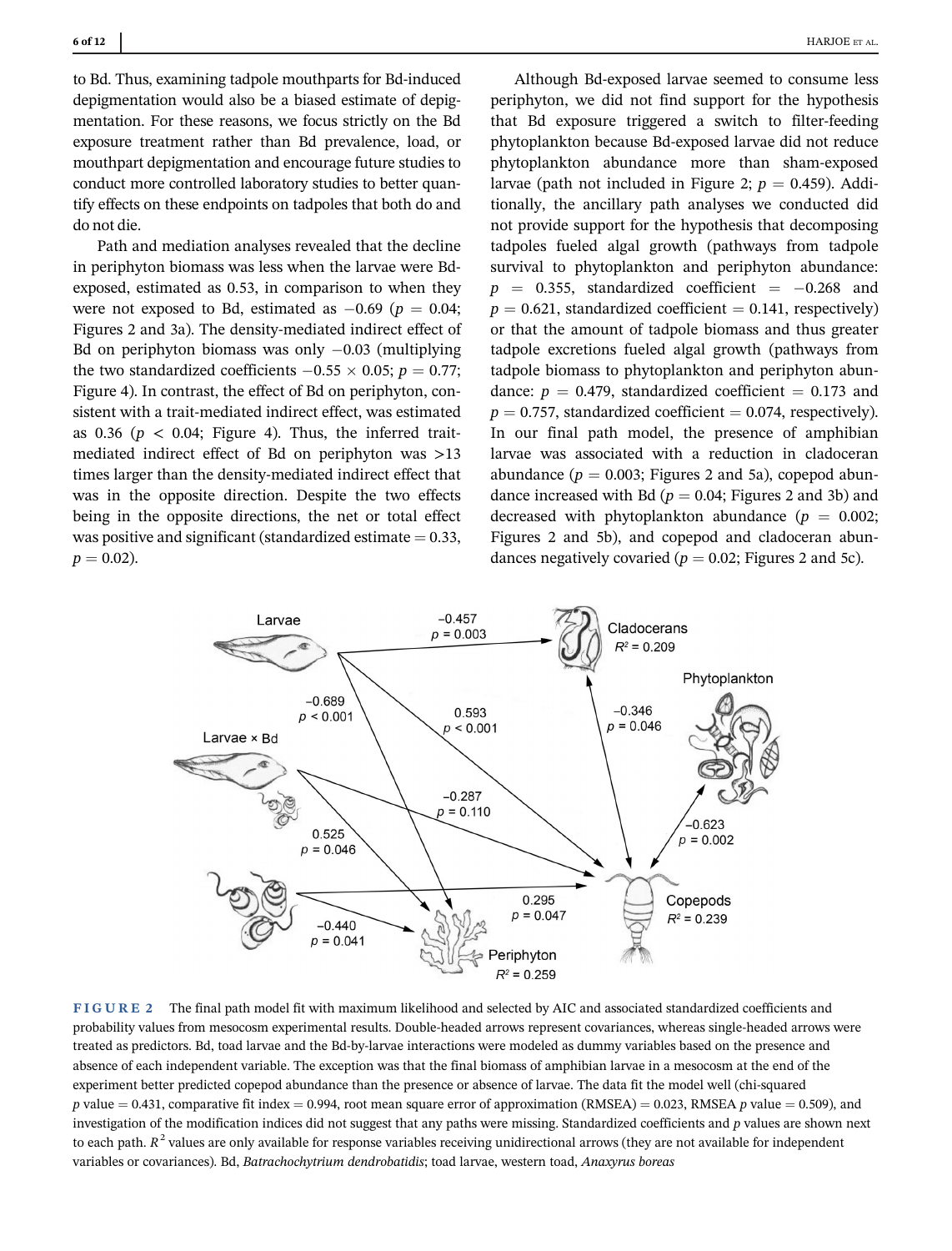to Bd. Thus, examining tadpole mouthparts for Bd-induced depigmentation would also be a biased estimate of depigmentation. For these reasons, we focus strictly on the Bd exposure treatment rather than Bd prevalence, load, or mouthpart depigmentation and encourage future studies to conduct more controlled laboratory studies to better quantify effects on these endpoints on tadpoles that both do and do not die.

Path and mediation analyses revealed that the decline in periphyton biomass was less when the larvae were Bd-exposed, estimated as 0.53, in comparison to when they were not exposed to Bd, estimated as −0.69 ($p = 0.04$; Figures 2 and 3a). The density-mediated indirect effect of Bd on periphyton biomass was only −0.03 (multiplying the two standardized coefficients $-0.55 \times 0.05$; $p = 0.77$; Figure 4). In contrast, the effect of Bd on periphyton, consistent with a trait-mediated indirect effect, was estimated as 0.36 ($p < 0.04$; Figure 4). Thus, the inferred trait-mediated indirect effect of Bd on periphyton was >13 times larger than the density-mediated indirect effect that was in the opposite direction. Despite the two effects being in the opposite directions, the net or total effect was positive and significant (standardized estimate = 0.33, $p = 0.02$).

Although Bd-exposed larvae seemed to consume less periphyton, we did not find support for the hypothesis that Bd exposure triggered a switch to filter-feeding phytoplankton because Bd-exposed larvae did not reduce phytoplankton abundance more than sham-exposed larvae (path not included in Figure 2; $p = 0.459$). Additionally, the ancillary path analyses we conducted did not provide support for the hypothesis that decomposing tadpoles fueled algal growth (pathways from tadpole survival to phytoplankton and periphyton abundance: $p = 0.355$, standardized coefficient = −0.268 and $p = 0.621$, standardized coefficient = 0.141, respectively) or that the amount of tadpole biomass and thus greater tadpole excretions fueled algal growth (pathways from tadpole biomass to phytoplankton and periphyton abundance: $p = 0.479$, standardized coefficient = 0.173 and $p = 0.757$, standardized coefficient = 0.074, respectively). In our final path model, the presence of amphibian larvae was associated with a reduction in cladoceran abundance ($p = 0.003$; Figures 2 and 5a), copepod abundance increased with Bd ($p = 0.04$; Figures 2 and 3b) and decreased with phytoplankton abundance ($p = 0.002$; Figures 2 and 5b), and copepod and cladoceran abundances negatively covaried ($p = 0.02$; Figures 2 and 5c).

**FIGURE 2** The final path model fit with maximum likelihood and selected by AIC and associated standardized coefficients and probability values from mesocosm experimental results. Double-headed arrows represent covariances, whereas single-headed arrows were treated as predictors. Bd, toad larvae and the Bd-by-larvae interactions were modeled as dummy variables based on the presence and absence of each independent variable. The exception was that the final biomass of amphibian larvae in a mesocosm at the end of the experiment better predicted copepod abundance than the presence or absence of larvae. The data fit the model well (chi-squared $p$ value = 0.431, comparative fit index = 0.994, root mean square error of approximation (RMSEA) = 0.023, RMSEA $p$ value = 0.509), and investigation of the modification indices did not suggest that any paths were missing. Standardized coefficients and $p$ values are shown next to each path. $R^2$ values are only available for response variables receiving unidirectional arrows (they are not available for independent variables or covariances). Bd, *Batrachochytrium dendrobatidis*; toad larvae, western toad, *Anaxyrus boreas*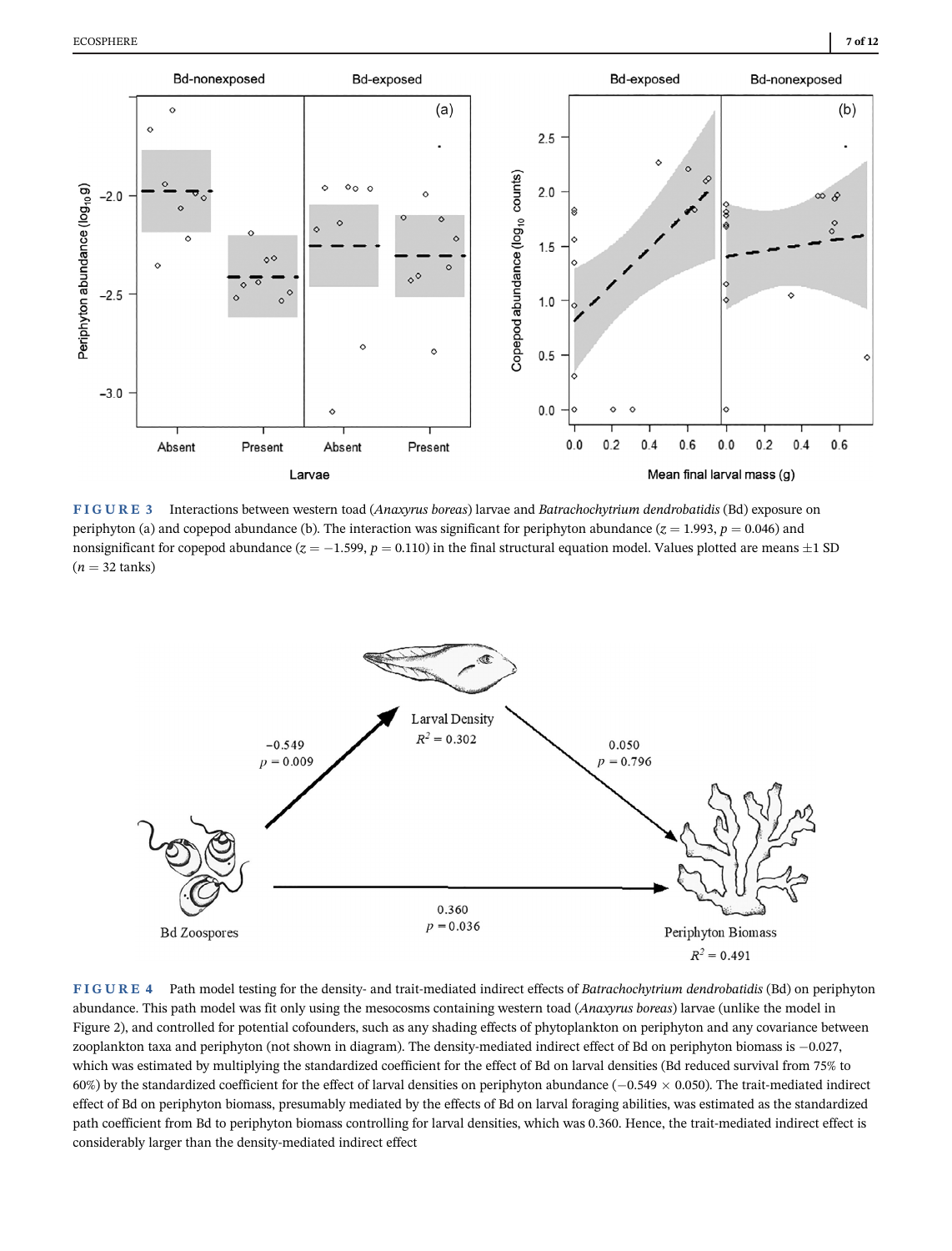**FIGURE 3** Interactions between western toad (*Anaxyrus boreas*) larvae and *Batrachochytrium dendrobatidis* (Bd) exposure on periphyton (a) and copepod abundance (b). The interaction was significant for periphyton abundance ($z = 1.993$, $p = 0.046$) and nonsignificant for copepod abundance ($z = -1.599$, $p = 0.110$) in the final structural equation model. Values plotted are means ±1 SD ($n = 32$ tanks)

**FIGURE 4** Path model testing for the density- and trait-mediated indirect effects of *Batrachochytrium dendrobatidis* (Bd) on periphyton abundance. This path model was fit only using the mesocosms containing western toad (*Anaxyrus boreas*) larvae (unlike the model in Figure 2), and controlled for potential cofounders, such as any shading effects of phytoplankton on periphyton and any covariance between zooplankton taxa and periphyton (not shown in diagram). The density-mediated indirect effect of Bd on periphyton biomass is −0.027, which was estimated by multiplying the standardized coefficient for the effect of Bd on larval densities (Bd reduced survival from 75% to 60%) by the standardized coefficient for the effect of larval densities on periphyton abundance ($-0.549 \times 0.050$). The trait-mediated indirect effect of Bd on periphyton biomass, presumably mediated by the effects of Bd on larval foraging abilities, was estimated as the standardized path coefficient from Bd to periphyton biomass controlling for larval densities, which was 0.360. Hence, the trait-mediated indirect effect is considerably larger than the density-mediated indirect effect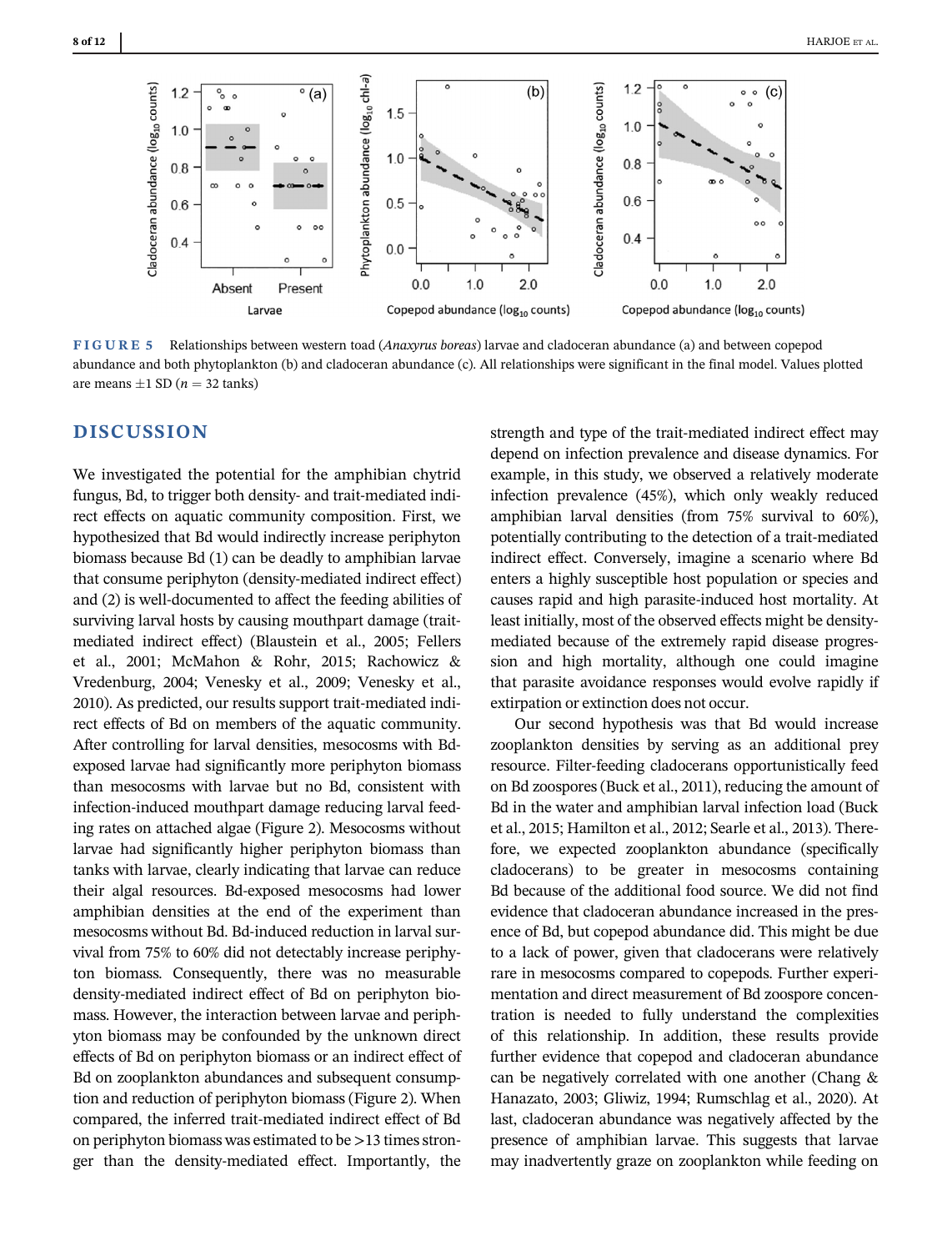**FIGURE 5** Relationships between western toad (*Anaxyrus boreas*) larvae and cladoceran abundance (a) and between copepod abundance and both phytoplankton (b) and cladoceran abundance (c). All relationships were significant in the final model. Values plotted are means ±1 SD ($n$ = 32 tanks)

## DISCUSSION

We investigated the potential for the amphibian chytrid fungus, Bd, to trigger both density- and trait-mediated indirect effects on aquatic community composition. First, we hypothesized that Bd would indirectly increase periphyton biomass because Bd (1) can be deadly to amphibian larvae that consume periphyton (density-mediated indirect effect) and (2) is well-documented to affect the feeding abilities of surviving larval hosts by causing mouthpart damage (trait-mediated indirect effect) (Blaustein et al., 2005; Fellers et al., 2001; McMahon & Rohr, 2015; Rachowicz & Vredenburg, 2004; Venesky et al., 2009; Venesky et al., 2010). As predicted, our results support trait-mediated indirect effects of Bd on members of the aquatic community. After controlling for larval densities, mesocosms with Bd-exposed larvae had significantly more periphyton biomass than mesocosms with larvae but no Bd, consistent with infection-induced mouthpart damage reducing larval feeding rates on attached algae (Figure 2). Mesocosms without larvae had significantly higher periphyton biomass than tanks with larvae, clearly indicating that larvae can reduce their algal resources. Bd-exposed mesocosms had lower amphibian densities at the end of the experiment than mesocosms without Bd. Bd-induced reduction in larval survival from 75% to 60% did not detectably increase periphyton biomass. Consequently, there was no measurable density-mediated indirect effect of Bd on periphyton biomass. However, the interaction between larvae and periphyton biomass may be confounded by the unknown direct effects of Bd on periphyton biomass or an indirect effect of Bd on zooplankton abundances and subsequent consumption and reduction of periphyton biomass (Figure 2). When compared, the inferred trait-mediated indirect effect of Bd on periphyton biomass was estimated to be >13 times stronger than the density-mediated effect. Importantly, the strength and type of the trait-mediated indirect effect may depend on infection prevalence and disease dynamics. For example, in this study, we observed a relatively moderate infection prevalence (45%), which only weakly reduced amphibian larval densities (from 75% survival to 60%), potentially contributing to the detection of a trait-mediated indirect effect. Conversely, imagine a scenario where Bd enters a highly susceptible host population or species and causes rapid and high parasite-induced host mortality. At least initially, most of the observed effects might be density-mediated because of the extremely rapid disease progression and high mortality, although one could imagine that parasite avoidance responses would evolve rapidly if extirpation or extinction does not occur.

Our second hypothesis was that Bd would increase zooplankton densities by serving as an additional prey resource. Filter-feeding cladocerans opportunistically feed on Bd zoospores (Buck et al., 2011), reducing the amount of Bd in the water and amphibian larval infection load (Buck et al., 2015; Hamilton et al., 2012; Searle et al., 2013). Therefore, we expected zooplankton abundance (specifically cladocerans) to be greater in mesocosms containing Bd because of the additional food source. We did not find evidence that cladoceran abundance increased in the presence of Bd, but copepod abundance did. This might be due to a lack of power, given that cladocerans were relatively rare in mesocosms compared to copepods. Further experimentation and direct measurement of Bd zoospore concentration is needed to fully understand the complexities of this relationship. In addition, these results provide further evidence that copepod and cladoceran abundance can be negatively correlated with one another (Chang & Hanazato, 2003; Gliwiz, 1994; Rumschlag et al., 2020). At last, cladoceran abundance was negatively affected by the presence of amphibian larvae. This suggests that larvae may inadvertently graze on zooplankton while feeding on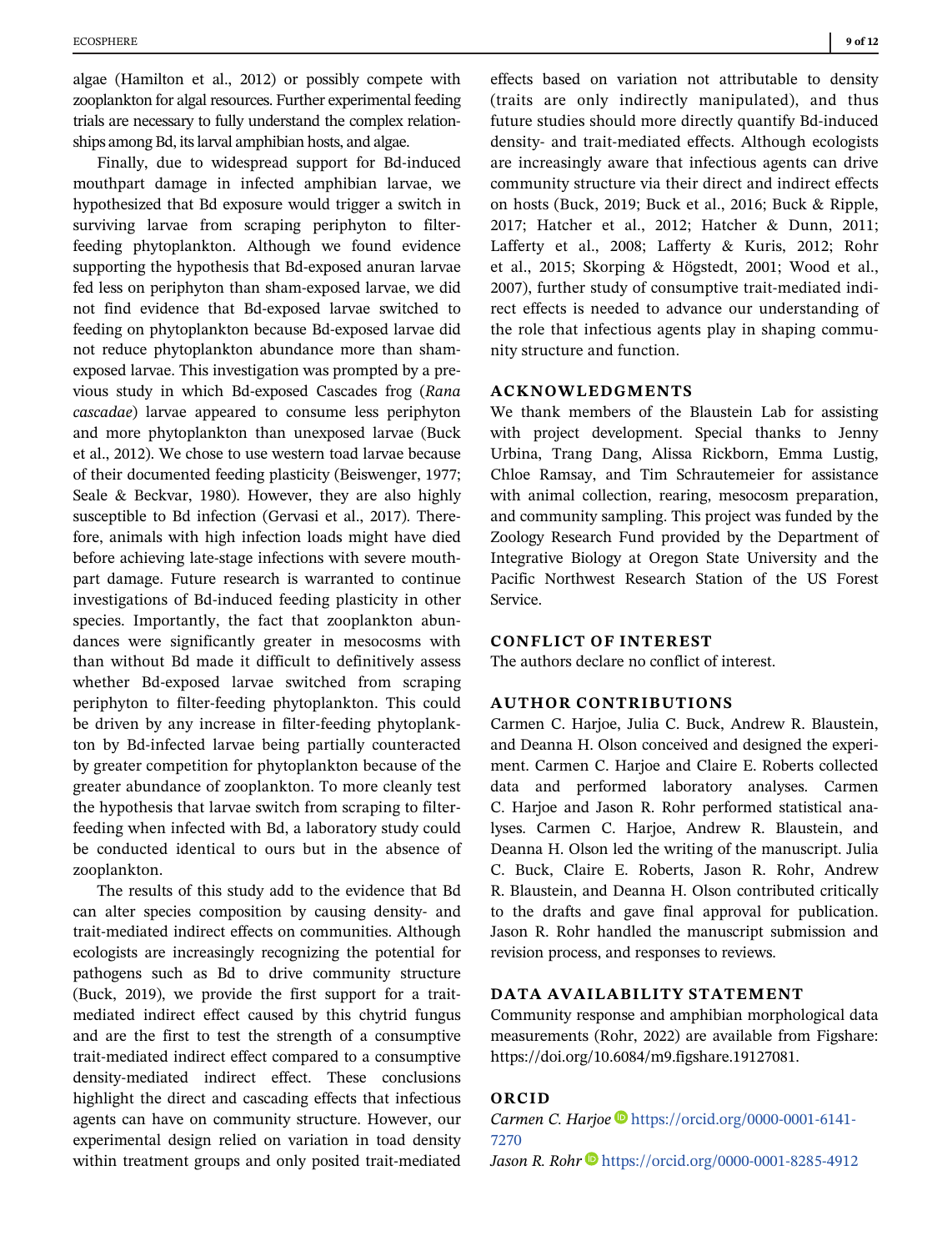algae (Hamilton et al., 2012) or possibly compete with zooplankton for algal resources. Further experimental feeding trials are necessary to fully understand the complex relationships among Bd, its larval amphibian hosts, and algae.

Finally, due to widespread support for Bd-induced mouthpart damage in infected amphibian larvae, we hypothesized that Bd exposure would trigger a switch in surviving larvae from scraping periphyton to filter-feeding phytoplankton. Although we found evidence supporting the hypothesis that Bd-exposed anuran larvae fed less on periphyton than sham-exposed larvae, we did not find evidence that Bd-exposed larvae switched to feeding on phytoplankton because Bd-exposed larvae did not reduce phytoplankton abundance more than sham-exposed larvae. This investigation was prompted by a previous study in which Bd-exposed Cascades frog (*Rana cascadae*) larvae appeared to consume less periphyton and more phytoplankton than unexposed larvae (Buck et al., 2012). We chose to use western toad larvae because of their documented feeding plasticity (Beiswenger, 1977; Seale & Beckvar, 1980). However, they are also highly susceptible to Bd infection (Gervasi et al., 2017). Therefore, animals with high infection loads might have died before achieving late-stage infections with severe mouthpart damage. Future research is warranted to continue investigations of Bd-induced feeding plasticity in other species. Importantly, the fact that zooplankton abundances were significantly greater in mesocosms with than without Bd made it difficult to definitively assess whether Bd-exposed larvae switched from scraping periphyton to filter-feeding phytoplankton. This could be driven by any increase in filter-feeding phytoplankton by Bd-infected larvae being partially counteracted by greater competition for phytoplankton because of the greater abundance of zooplankton. To more cleanly test the hypothesis that larvae switch from scraping to filter-feeding when infected with Bd, a laboratory study could be conducted identical to ours but in the absence of zooplankton.

The results of this study add to the evidence that Bd can alter species composition by causing density- and trait-mediated indirect effects on communities. Although ecologists are increasingly recognizing the potential for pathogens such as Bd to drive community structure (Buck, 2019), we provide the first support for a trait-mediated indirect effect caused by this chytrid fungus and are the first to test the strength of a consumptive trait-mediated indirect effect compared to a consumptive density-mediated indirect effect. These conclusions highlight the direct and cascading effects that infectious agents can have on community structure. However, our experimental design relied on variation in toad density within treatment groups and only posited trait-mediated effects based on variation not attributable to density (traits are only indirectly manipulated), and thus future studies should more directly quantify Bd-induced density- and trait-mediated effects. Although ecologists are increasingly aware that infectious agents can drive community structure via their direct and indirect effects on hosts (Buck, 2019; Buck et al., 2016; Buck & Ripple, 2017; Hatcher et al., 2012; Hatcher & Dunn, 2011; Lafferty et al., 2008; Lafferty & Kuris, 2012; Rohr et al., 2015; Skorping & Högstedt, 2001; Wood et al., 2007), further study of consumptive trait-mediated indirect effects is needed to advance our understanding of the role that infectious agents play in shaping community structure and function.

## ACKNOWLEDGMENTS

We thank members of the Blaustein Lab for assisting with project development. Special thanks to Jenny Urbina, Trang Dang, Alissa Rickborn, Emma Lustig, Chloe Ramsay, and Tim Schrautemeier for assistance with animal collection, rearing, mesocosm preparation, and community sampling. This project was funded by the Zoology Research Fund provided by the Department of Integrative Biology at Oregon State University and the Pacific Northwest Research Station of the US Forest Service.

## CONFLICT OF INTEREST

The authors declare no conflict of interest.

## AUTHOR CONTRIBUTIONS

Carmen C. Harjoe, Julia C. Buck, Andrew R. Blaustein, and Deanna H. Olson conceived and designed the experiment. Carmen C. Harjoe and Claire E. Roberts collected data and performed laboratory analyses. Carmen C. Harjoe and Jason R. Rohr performed statistical analyses. Carmen C. Harjoe, Andrew R. Blaustein, and Deanna H. Olson led the writing of the manuscript. Julia C. Buck, Claire E. Roberts, Jason R. Rohr, Andrew R. Blaustein, and Deanna H. Olson contributed critically to the drafts and gave final approval for publication. Jason R. Rohr handled the manuscript submission and revision process, and responses to reviews.

## DATA AVAILABILITY STATEMENT

Community response and amphibian morphological data measurements (Rohr, 2022) are available from Figshare: https://doi.org/10.6084/m9.figshare.19127081.

## ORCID

*Carmen C. Harjoe* https://orcid.org/0000-0001-6141-7270

*Jason R. Rohr* https://orcid.org/0000-0001-8285-4912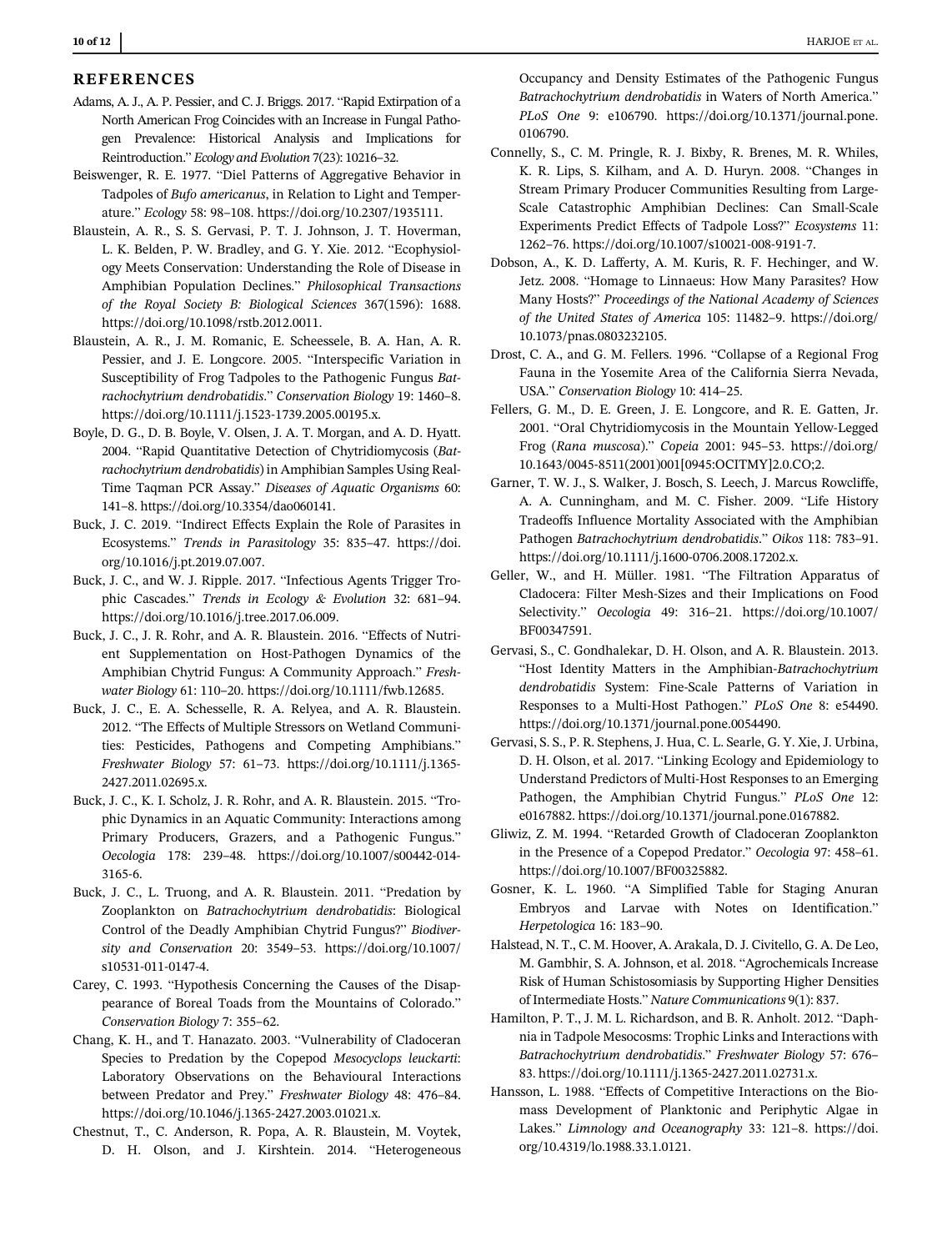## REFERENCES

Adams, A. J., A. P. Pessier, and C. J. Briggs. 2017. "Rapid Extirpation of a North American Frog Coincides with an Increase in Fungal Pathogen Prevalence: Historical Analysis and Implications for Reintroduction." *Ecology and Evolution* 7(23): 10216–32.

Beiswenger, R. E. 1977. "Diel Patterns of Aggregative Behavior in Tadpoles of *Bufo americanus*, in Relation to Light and Temperature." *Ecology* 58: 98–108. https://doi.org/10.2307/1935111.

Blaustein, A. R., S. S. Gervasi, P. T. J. Johnson, J. T. Hoverman, L. K. Belden, P. W. Bradley, and G. Y. Xie. 2012. "Ecophysiology Meets Conservation: Understanding the Role of Disease in Amphibian Population Declines." *Philosophical Transactions of the Royal Society B: Biological Sciences* 367(1596): 1688. https://doi.org/10.1098/rstb.2012.0011.

Blaustein, A. R., J. M. Romanic, E. Scheessele, B. A. Han, A. R. Pessier, and J. E. Longcore. 2005. "Interspecific Variation in Susceptibility of Frog Tadpoles to the Pathogenic Fungus *Batrachochytrium dendrobatidis*." *Conservation Biology* 19: 1460–8. https://doi.org/10.1111/j.1523-1739.2005.00195.x.

Boyle, D. G., D. B. Boyle, V. Olsen, J. A. T. Morgan, and A. D. Hyatt. 2004. "Rapid Quantitative Detection of Chytridiomycosis (*Batrachochytrium dendrobatidis*) in Amphibian Samples Using Real-Time Taqman PCR Assay." *Diseases of Aquatic Organisms* 60: 141–8. https://doi.org/10.3354/dao060141.

Buck, J. C. 2019. "Indirect Effects Explain the Role of Parasites in Ecosystems." *Trends in Parasitology* 35: 835–47. https://doi.org/10.1016/j.pt.2019.07.007.

Buck, J. C., and W. J. Ripple. 2017. "Infectious Agents Trigger Trophic Cascades." *Trends in Ecology & Evolution* 32: 681–94. https://doi.org/10.1016/j.tree.2017.06.009.

Buck, J. C., J. R. Rohr, and A. R. Blaustein. 2016. "Effects of Nutrient Supplementation on Host-Pathogen Dynamics of the Amphibian Chytrid Fungus: A Community Approach." *Freshwater Biology* 61: 110–20. https://doi.org/10.1111/fwb.12685.

Buck, J. C., E. A. Schesselle, R. A. Relyea, and A. R. Blaustein. 2012. "The Effects of Multiple Stressors on Wetland Communities: Pesticides, Pathogens and Competing Amphibians." *Freshwater Biology* 57: 61–73. https://doi.org/10.1111/j.1365-2427.2011.02695.x.

Buck, J. C., K. I. Scholz, J. R. Rohr, and A. R. Blaustein. 2015. "Trophic Dynamics in an Aquatic Community: Interactions among Primary Producers, Grazers, and a Pathogenic Fungus." *Oecologia* 178: 239–48. https://doi.org/10.1007/s00442-014-3165-6.

Buck, J. C., L. Truong, and A. R. Blaustein. 2011. "Predation by Zooplankton on *Batrachochytrium dendrobatidis*: Biological Control of the Deadly Amphibian Chytrid Fungus?" *Biodiversity and Conservation* 20: 3549–53. https://doi.org/10.1007/s10531-011-0147-4.

Carey, C. 1993. "Hypothesis Concerning the Causes of the Disappearance of Boreal Toads from the Mountains of Colorado." *Conservation Biology* 7: 355–62.

Chang, K. H., and T. Hanazato. 2003. "Vulnerability of Cladoceran Species to Predation by the Copepod *Mesocyclops leuckarti*: Laboratory Observations on the Behavioural Interactions between Predator and Prey." *Freshwater Biology* 48: 476–84. https://doi.org/10.1046/j.1365-2427.2003.01021.x.

Chestnut, T., C. Anderson, R. Popa, A. R. Blaustein, M. Voytek, D. H. Olson, and J. Kirshtein. 2014. "Heterogeneous Occupancy and Density Estimates of the Pathogenic Fungus *Batrachochytrium dendrobatidis* in Waters of North America." *PLoS One* 9: e106790. https://doi.org/10.1371/journal.pone.0106790.

Connelly, S., C. M. Pringle, R. J. Bixby, R. Brenes, M. R. Whiles, K. R. Lips, S. Kilham, and A. D. Huryn. 2008. "Changes in Stream Primary Producer Communities Resulting from Large-Scale Catastrophic Amphibian Declines: Can Small-Scale Experiments Predict Effects of Tadpole Loss?" *Ecosystems* 11: 1262–76. https://doi.org/10.1007/s10021-008-9191-7.

Dobson, A., K. D. Lafferty, A. M. Kuris, R. F. Hechinger, and W. Jetz. 2008. "Homage to Linnaeus: How Many Parasites? How Many Hosts?" *Proceedings of the National Academy of Sciences of the United States of America* 105: 11482–9. https://doi.org/10.1073/pnas.0803232105.

Drost, C. A., and G. M. Fellers. 1996. "Collapse of a Regional Frog Fauna in the Yosemite Area of the California Sierra Nevada, USA." *Conservation Biology* 10: 414–25.

Fellers, G. M., D. E. Green, J. E. Longcore, and R. E. Gatten, Jr. 2001. "Oral Chytridiomycosis in the Mountain Yellow-Legged Frog (*Rana muscosa*)." *Copeia* 2001: 945–53. https://doi.org/10.1643/0045-8511(2001)001[0945:OCITMY]2.0.CO;2.

Garner, T. W. J., S. Walker, J. Bosch, S. Leech, J. Marcus Rowcliffe, A. A. Cunningham, and M. C. Fisher. 2009. "Life History Tradeoffs Influence Mortality Associated with the Amphibian Pathogen *Batrachochytrium dendrobatidis*." *Oikos* 118: 783–91. https://doi.org/10.1111/j.1600-0706.2008.17202.x.

Geller, W., and H. Müller. 1981. "The Filtration Apparatus of Cladocera: Filter Mesh-Sizes and their Implications on Food Selectivity." *Oecologia* 49: 316–21. https://doi.org/10.1007/BF00347591.

Gervasi, S., C. Gondhalekar, D. H. Olson, and A. R. Blaustein. 2013. "Host Identity Matters in the Amphibian-*Batrachochytrium dendrobatidis* System: Fine-Scale Patterns of Variation in Responses to a Multi-Host Pathogen." *PLoS One* 8: e54490. https://doi.org/10.1371/journal.pone.0054490.

Gervasi, S. S., P. R. Stephens, J. Hua, C. L. Searle, G. Y. Xie, J. Urbina, D. H. Olson, et al. 2017. "Linking Ecology and Epidemiology to Understand Predictors of Multi-Host Responses to an Emerging Pathogen, the Amphibian Chytrid Fungus." *PLoS One* 12: e0167882. https://doi.org/10.1371/journal.pone.0167882.

Gliwiz, Z. M. 1994. "Retarded Growth of Cladoceran Zooplankton in the Presence of a Copepod Predator." *Oecologia* 97: 458–61. https://doi.org/10.1007/BF00325882.

Gosner, K. L. 1960. "A Simplified Table for Staging Anuran Embryos and Larvae with Notes on Identification." *Herpetologica* 16: 183–90.

Halstead, N. T., C. M. Hoover, A. Arakala, D. J. Civitello, G. A. De Leo, M. Gambhir, S. A. Johnson, et al. 2018. "Agrochemicals Increase Risk of Human Schistosomiasis by Supporting Higher Densities of Intermediate Hosts." *Nature Communications* 9(1): 837.

Hamilton, P. T., J. M. L. Richardson, and B. R. Anholt. 2012. "Daphnia in Tadpole Mesocosms: Trophic Links and Interactions with *Batrachochytrium dendrobatidis*." *Freshwater Biology* 57: 676–83. https://doi.org/10.1111/j.1365-2427.2011.02731.x.

Hansson, L. 1988. "Effects of Competitive Interactions on the Biomass Development of Planktonic and Periphytic Algae in Lakes." *Limnology and Oceanography* 33: 121–8. https://doi.org/10.4319/lo.1988.33.1.0121.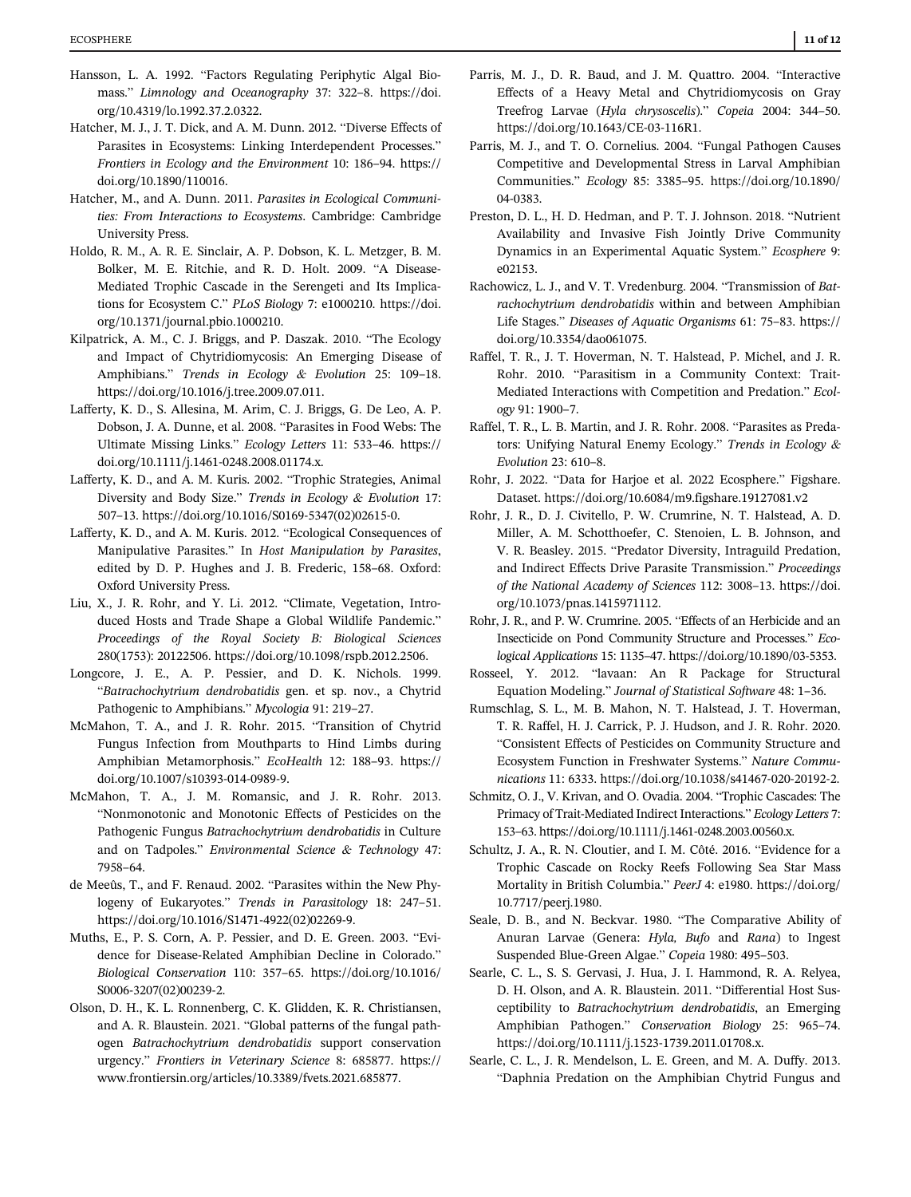Hansson, L. A. 1992. "Factors Regulating Periphytic Algal Biomass." *Limnology and Oceanography* 37: 322–8. https://doi.org/10.4319/lo.1992.37.2.0322.

Hatcher, M. J., J. T. Dick, and A. M. Dunn. 2012. "Diverse Effects of Parasites in Ecosystems: Linking Interdependent Processes." *Frontiers in Ecology and the Environment* 10: 186–94. https://doi.org/10.1890/110016.

Hatcher, M., and A. Dunn. 2011. *Parasites in Ecological Communities: From Interactions to Ecosystems*. Cambridge: Cambridge University Press.

Holdo, R. M., A. R. E. Sinclair, A. P. Dobson, K. L. Metzger, B. M. Bolker, M. E. Ritchie, and R. D. Holt. 2009. "A Disease-Mediated Trophic Cascade in the Serengeti and Its Implications for Ecosystem C." *PLoS Biology* 7: e1000210. https://doi.org/10.1371/journal.pbio.1000210.

Kilpatrick, A. M., C. J. Briggs, and P. Daszak. 2010. "The Ecology and Impact of Chytridiomycosis: An Emerging Disease of Amphibians." *Trends in Ecology & Evolution* 25: 109–18. https://doi.org/10.1016/j.tree.2009.07.011.

Lafferty, K. D., S. Allesina, M. Arim, C. J. Briggs, G. De Leo, A. P. Dobson, J. A. Dunne, et al. 2008. "Parasites in Food Webs: The Ultimate Missing Links." *Ecology Letters* 11: 533–46. https://doi.org/10.1111/j.1461-0248.2008.01174.x.

Lafferty, K. D., and A. M. Kuris. 2002. "Trophic Strategies, Animal Diversity and Body Size." *Trends in Ecology & Evolution* 17: 507–13. https://doi.org/10.1016/S0169-5347(02)02615-0.

Lafferty, K. D., and A. M. Kuris. 2012. "Ecological Consequences of Manipulative Parasites." In *Host Manipulation by Parasites*, edited by D. P. Hughes and J. B. Frederic, 158–68. Oxford: Oxford University Press.

Liu, X., J. R. Rohr, and Y. Li. 2012. "Climate, Vegetation, Introduced Hosts and Trade Shape a Global Wildlife Pandemic." *Proceedings of the Royal Society B: Biological Sciences* 280(1753): 20122506. https://doi.org/10.1098/rspb.2012.2506.

Longcore, J. E., A. P. Pessier, and D. K. Nichols. 1999. "*Batrachochytrium dendrobatidis* gen. et sp. nov., a Chytrid Pathogenic to Amphibians." *Mycologia* 91: 219–27.

McMahon, T. A., and J. R. Rohr. 2015. "Transition of Chytrid Fungus Infection from Mouthparts to Hind Limbs during Amphibian Metamorphosis." *EcoHealth* 12: 188–93. https://doi.org/10.1007/s10393-014-0989-9.

McMahon, T. A., J. M. Romansic, and J. R. Rohr. 2013. "Nonmonotonic and Monotonic Effects of Pesticides on the Pathogenic Fungus *Batrachochytrium dendrobatidis* in Culture and on Tadpoles." *Environmental Science & Technology* 47: 7958–64.

de Meeûs, T., and F. Renaud. 2002. "Parasites within the New Phylogeny of Eukaryotes." *Trends in Parasitology* 18: 247–51. https://doi.org/10.1016/S1471-4922(02)02269-9.

Muths, E., P. S. Corn, A. P. Pessier, and D. E. Green. 2003. "Evidence for Disease-Related Amphibian Decline in Colorado." *Biological Conservation* 110: 357–65. https://doi.org/10.1016/S0006-3207(02)00239-2.

Olson, D. H., K. L. Ronnenberg, C. K. Glidden, K. R. Christiansen, and A. R. Blaustein. 2021. "Global patterns of the fungal pathogen *Batrachochytrium dendrobatidis* support conservation urgency." *Frontiers in Veterinary Science* 8: 685877. https://www.frontiersin.org/articles/10.3389/fvets.2021.685877.

Parris, M. J., D. R. Baud, and J. M. Quattro. 2004. "Interactive Effects of a Heavy Metal and Chytridiomycosis on Gray Treefrog Larvae (*Hyla chrysoscelis*)." *Copeia* 2004: 344–50. https://doi.org/10.1643/CE-03-116R1.

Parris, M. J., and T. O. Cornelius. 2004. "Fungal Pathogen Causes Competitive and Developmental Stress in Larval Amphibian Communities." *Ecology* 85: 3385–95. https://doi.org/10.1890/04-0383.

Preston, D. L., H. D. Hedman, and P. T. J. Johnson. 2018. "Nutrient Availability and Invasive Fish Jointly Drive Community Dynamics in an Experimental Aquatic System." *Ecosphere* 9: e02153.

Rachowicz, L. J., and V. T. Vredenburg. 2004. "Transmission of *Batrachochytrium dendrobatidis* within and between Amphibian Life Stages." *Diseases of Aquatic Organisms* 61: 75–83. https://doi.org/10.3354/dao061075.

Raffel, T. R., J. T. Hoverman, N. T. Halstead, P. Michel, and J. R. Rohr. 2010. "Parasitism in a Community Context: Trait-Mediated Interactions with Competition and Predation." *Ecology* 91: 1900–7.

Raffel, T. R., L. B. Martin, and J. R. Rohr. 2008. "Parasites as Predators: Unifying Natural Enemy Ecology." *Trends in Ecology & Evolution* 23: 610–8.

Rohr, J. 2022. "Data for Harjoe et al. 2022 Ecosphere." Figshare. Dataset. https://doi.org/10.6084/m9.figshare.19127081.v2

Rohr, J. R., D. J. Civitello, P. W. Crumrine, N. T. Halstead, A. D. Miller, A. M. Schotthoefer, C. Stenoien, L. B. Johnson, and V. R. Beasley. 2015. "Predator Diversity, Intraguild Predation, and Indirect Effects Drive Parasite Transmission." *Proceedings of the National Academy of Sciences* 112: 3008–13. https://doi.org/10.1073/pnas.1415971112.

Rohr, J. R., and P. W. Crumrine. 2005. "Effects of an Herbicide and an Insecticide on Pond Community Structure and Processes." *Ecological Applications* 15: 1135–47. https://doi.org/10.1890/03-5353.

Rosseel, Y. 2012. "lavaan: An R Package for Structural Equation Modeling." *Journal of Statistical Software* 48: 1–36.

Rumschlag, S. L., M. B. Mahon, N. T. Halstead, J. T. Hoverman, T. R. Raffel, H. J. Carrick, P. J. Hudson, and J. R. Rohr. 2020. "Consistent Effects of Pesticides on Community Structure and Ecosystem Function in Freshwater Systems." *Nature Communications* 11: 6333. https://doi.org/10.1038/s41467-020-20192-2.

Schmitz, O. J., V. Krivan, and O. Ovadia. 2004. "Trophic Cascades: The Primacy of Trait-Mediated Indirect Interactions." *Ecology Letters* 7: 153–63. https://doi.org/10.1111/j.1461-0248.2003.00560.x.

Schultz, J. A., R. N. Cloutier, and I. M. Côté. 2016. "Evidence for a Trophic Cascade on Rocky Reefs Following Sea Star Mass Mortality in British Columbia." *PeerJ* 4: e1980. https://doi.org/10.7717/peerj.1980.

Seale, D. B., and N. Beckvar. 1980. "The Comparative Ability of Anuran Larvae (Genera: *Hyla, Bufo* and *Rana*) to Ingest Suspended Blue-Green Algae." *Copeia* 1980: 495–503.

Searle, C. L., S. S. Gervasi, J. Hua, J. I. Hammond, R. A. Relyea, D. H. Olson, and A. R. Blaustein. 2011. "Differential Host Susceptibility to *Batrachochytrium dendrobatidis*, an Emerging Amphibian Pathogen." *Conservation Biology* 25: 965–74. https://doi.org/10.1111/j.1523-1739.2011.01708.x.

Searle, C. L., J. R. Mendelson, L. E. Green, and M. A. Duffy. 2013. "Daphnia Predation on the Amphibian Chytrid Fungus and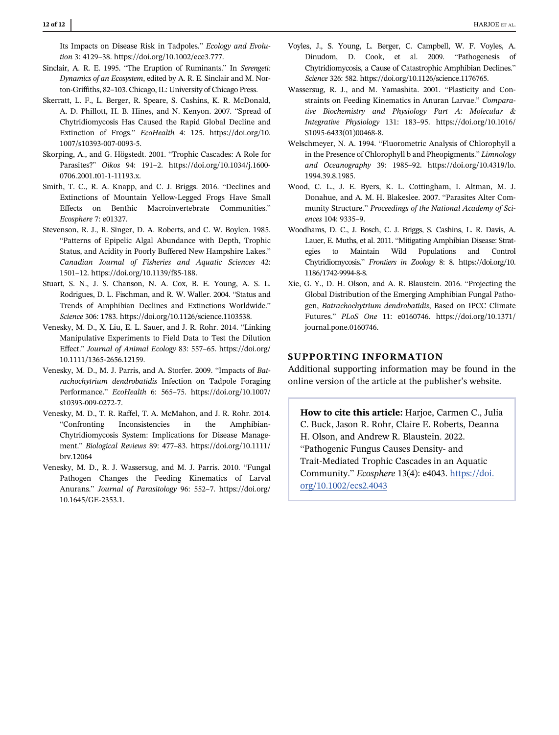Its Impacts on Disease Risk in Tadpoles." *Ecology and Evolution* 3: 4129–38. https://doi.org/10.1002/ece3.777.

Sinclair, A. R. E. 1995. "The Eruption of Ruminants." In *Serengeti: Dynamics of an Ecosystem*, edited by A. R. E. Sinclair and M. Norton-Griffiths, 82–103. Chicago, IL: University of Chicago Press.

Skerratt, L. F., L. Berger, R. Speare, S. Cashins, K. R. McDonald, A. D. Phillott, H. B. Hines, and N. Kenyon. 2007. "Spread of Chytridiomycosis Has Caused the Rapid Global Decline and Extinction of Frogs." *EcoHealth* 4: 125. https://doi.org/10.1007/s10393-007-0093-5.

Skorping, A., and G. Högstedt. 2001. "Trophic Cascades: A Role for Parasites?" *Oikos* 94: 191–2. https://doi.org/10.1034/j.1600-0706.2001.t01-1-11193.x.

Smith, T. C., R. A. Knapp, and C. J. Briggs. 2016. "Declines and Extinctions of Mountain Yellow-Legged Frogs Have Small Effects on Benthic Macroinvertebrate Communities." *Ecosphere* 7: e01327.

Stevenson, R. J., R. Singer, D. A. Roberts, and C. W. Boylen. 1985. "Patterns of Epipelic Algal Abundance with Depth, Trophic Status, and Acidity in Poorly Buffered New Hampshire Lakes." *Canadian Journal of Fisheries and Aquatic Sciences* 42: 1501–12. https://doi.org/10.1139/f85-188.

Stuart, S. N., J. S. Chanson, N. A. Cox, B. E. Young, A. S. L. Rodrigues, D. L. Fischman, and R. W. Waller. 2004. "Status and Trends of Amphibian Declines and Extinctions Worldwide." *Science* 306: 1783. https://doi.org/10.1126/science.1103538.

Venesky, M. D., X. Liu, E. L. Sauer, and J. R. Rohr. 2014. "Linking Manipulative Experiments to Field Data to Test the Dilution Effect." *Journal of Animal Ecology* 83: 557–65. https://doi.org/10.1111/1365-2656.12159.

Venesky, M. D., M. J. Parris, and A. Storfer. 2009. "Impacts of *Batrachochytrium dendrobatidis* Infection on Tadpole Foraging Performance." *EcoHealth* 6: 565–75. https://doi.org/10.1007/s10393-009-0272-7.

Venesky, M. D., T. R. Raffel, T. A. McMahon, and J. R. Rohr. 2014. "Confronting Inconsistencies in the Amphibian-Chytridiomycosis System: Implications for Disease Management." *Biological Reviews* 89: 477–83. https://doi.org/10.1111/brv.12064

Venesky, M. D., R. J. Wassersug, and M. J. Parris. 2010. "Fungal Pathogen Changes the Feeding Kinematics of Larval Anurans." *Journal of Parasitology* 96: 552–7. https://doi.org/10.1645/GE-2353.1.

Voyles, J., S. Young, L. Berger, C. Campbell, W. F. Voyles, A. Dinudom, D. Cook, et al. 2009. "Pathogenesis of Chytridiomycosis, a Cause of Catastrophic Amphibian Declines." *Science* 326: 582. https://doi.org/10.1126/science.1176765.

Wassersug, R. J., and M. Yamashita. 2001. "Plasticity and Constraints on Feeding Kinematics in Anuran Larvae." *Comparative Biochemistry and Physiology Part A: Molecular & Integrative Physiology* 131: 183–95. https://doi.org/10.1016/S1095-6433(01)00468-8.

Welschmeyer, N. A. 1994. "Fluorometric Analysis of Chlorophyll a in the Presence of Chlorophyll b and Pheopigments." *Limnology and Oceanography* 39: 1985–92. https://doi.org/10.4319/lo.1994.39.8.1985.

Wood, C. L., J. E. Byers, K. L. Cottingham, I. Altman, M. J. Donahue, and A. M. H. Blakeslee. 2007. "Parasites Alter Community Structure." *Proceedings of the National Academy of Sciences* 104: 9335–9.

Woodhams, D. C., J. Bosch, C. J. Briggs, S. Cashins, L. R. Davis, A. Lauer, E. Muths, et al. 2011. "Mitigating Amphibian Disease: Strategies to Maintain Wild Populations and Control Chytridiomycosis." *Frontiers in Zoology* 8: 8. https://doi.org/10.1186/1742-9994-8-8.

Xie, G. Y., D. H. Olson, and A. R. Blaustein. 2016. "Projecting the Global Distribution of the Emerging Amphibian Fungal Pathogen, *Batrachochytrium dendrobatidis*, Based on IPCC Climate Futures." *PLoS One* 11: e0160746. https://doi.org/10.1371/journal.pone.0160746.

## SUPPORTING INFORMATION

Additional supporting information may be found in the online version of the article at the publisher's website.

**How to cite this article:** Harjoe, Carmen C., Julia C. Buck, Jason R. Rohr, Claire E. Roberts, Deanna H. Olson, and Andrew R. Blaustein. 2022. "Pathogenic Fungus Causes Density- and Trait-Mediated Trophic Cascades in an Aquatic Community." *Ecosphere* 13(4): e4043. https://doi.org/10.1002/ecs2.4043